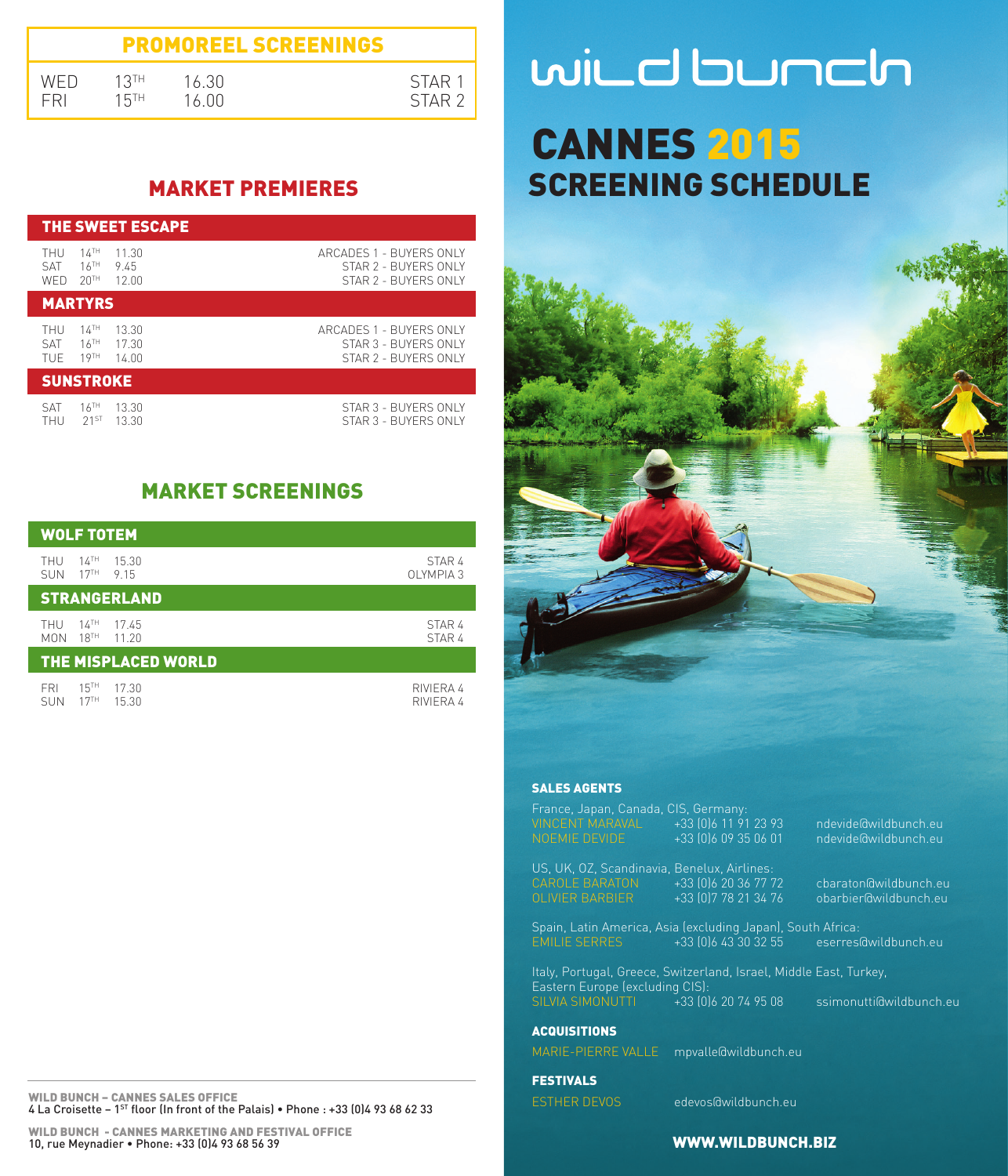## PROMOREEL SCREENINGS

| | | | |
|---|---|---|---|
| WED | 13TH | 16.30 | STAR 1 |
| FRI | 15TH | 16.00 | STAR 2 |

## MARKET PREMIERES

### THE SWEET ESCAPE

| | | | |
|---|---|---|---|
| THU | 14TH | 11.30 | ARCADES 1 - BUYERS ONLY |
| SAT | 16TH | 9.45 | STAR 2 - BUYERS ONLY |
| WED | 20TH | 12.00 | STAR 2 - BUYERS ONLY |

### MARTYRS

| | | | |
|---|---|---|---|
| THU | 14TH | 13.30 | ARCADES 1 - BUYERS ONLY |
| SAT | 16TH | 17.30 | STAR 3 - BUYERS ONLY |
| TUE | 19TH | 14.00 | STAR 2 - BUYERS ONLY |

### SUNSTROKE

| | | | |
|---|---|---|---|
| SAT | 16TH | 13.30 | STAR 3 - BUYERS ONLY |
| THU | 21ST | 13.30 | STAR 3 - BUYERS ONLY |

## MARKET SCREENINGS

### WOLF TOTEM

| | | | |
|---|---|---|---|
| THU | 14TH | 15.30 | STAR 4 |
| SUN | 17TH | 9.15 | OLYMPIA 3 |

### STRANGERLAND

| | | | |
|---|---|---|---|
| THU | 14TH | 17.45 | STAR 4 |
| MON | 18TH | 11.20 | STAR 4 |

### THE MISPLACED WORLD

| | | | |
|---|---|---|---|
| FRI | 15TH | 17.30 | RIVIERA 4 |
| SUN | 17TH | 15.30 | RIVIERA 4 |

**WILD BUNCH – CANNES SALES OFFICE**
4 La Croisette – 1ST floor (In front of the Palais) • Phone : +33 (0)4 93 68 62 33

**WILD BUNCH - CANNES MARKETING AND FESTIVAL OFFICE**
10, rue Meynadier • Phone: +33 (0)4 93 68 56 39

# wild bunch

# CANNES 2015
## SCREENING SCHEDULE

### SALES AGENTS

France, Japan, Canada, CIS, Germany:
VINCENT MARAVAL +33 (0)6 11 91 23 93 ndevide@wildbunch.eu
NOEMIE DEVIDE +33 (0)6 09 35 06 01 ndevide@wildbunch.eu

US, UK, OZ, Scandinavia, Benelux, Airlines:
CAROLE BARATON +33 (0)6 20 36 77 72 cbaraton@wildbunch.eu
OLIVIER BARBIER +33 (0)7 78 21 34 76 obarbier@wildbunch.eu

Spain, Latin America, Asia (excluding Japan), South Africa:
EMILIE SERRES +33 (0)6 43 30 32 55 eserres@wildbunch.eu

Italy, Portugal, Greece, Switzerland, Israel, Middle East, Turkey, Eastern Europe (excluding CIS):
SILVIA SIMONUTTI +33 (0)6 20 74 95 08 ssimonutti@wildbunch.eu

### ACQUISITIONS

MARIE-PIERRE VALLE mpvalle@wildbunch.eu

### FESTIVALS

ESTHER DEVOS edevos@wildbunch.eu

**WWW.WILDBUNCH.BIZ**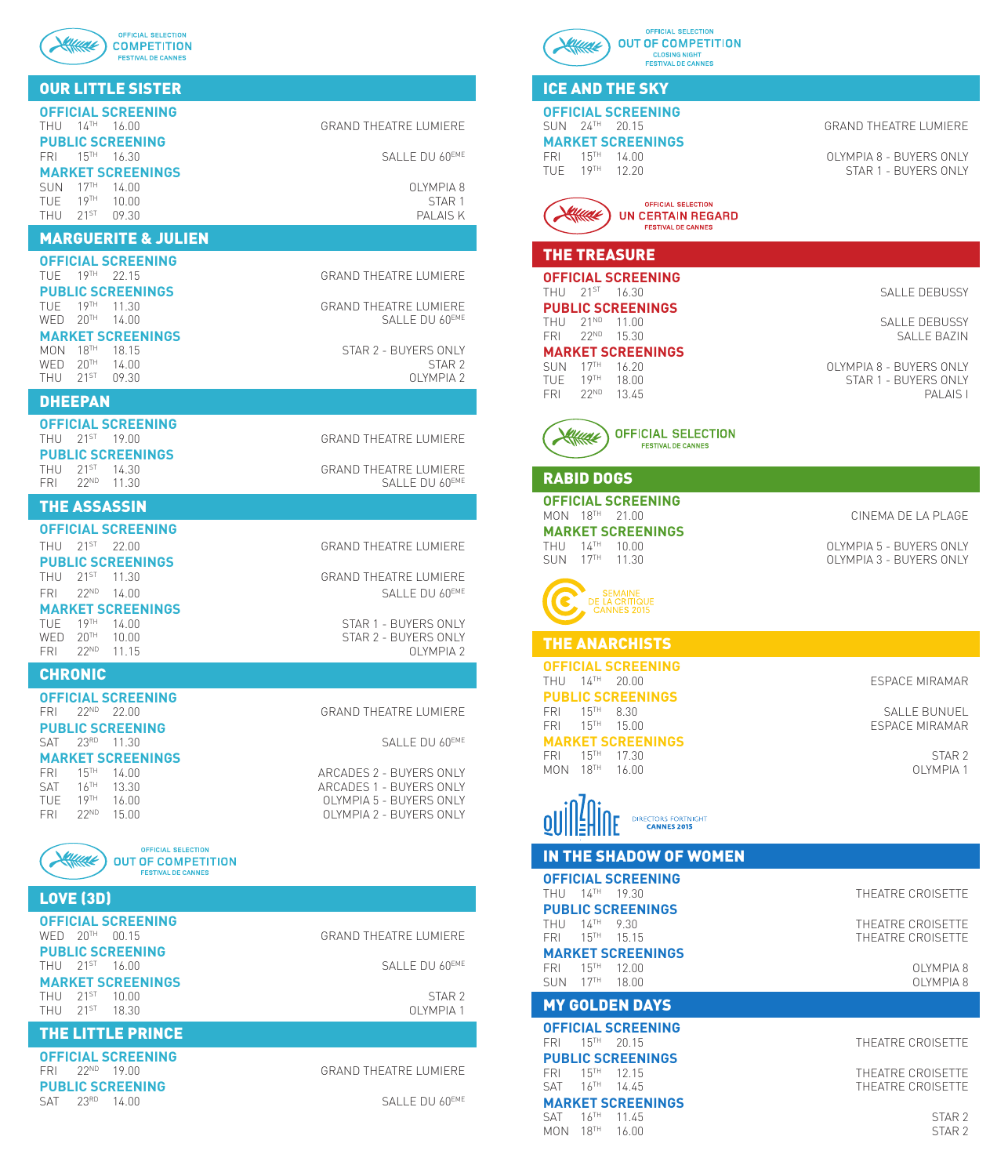OFFICIAL SELECTION
COMPETITION
FESTIVAL DE CANNES

## OUR LITTLE SISTER

**OFFICIAL SCREENING**
THU 14TH 16.00 — GRAND THEATRE LUMIERE

**PUBLIC SCREENING**
FRI 15TH 16.30 — SALLE DU 60EME

**MARKET SCREENINGS**
SUN 17TH 14.00 — OLYMPIA 8
TUE 19TH 10.00 — STAR 1
THU 21ST 09.30 — PALAIS K

## MARGUERITE & JULIEN

**OFFICIAL SCREENING**
TUE 19TH 22.15 — GRAND THEATRE LUMIERE

**PUBLIC SCREENINGS**
TUE 19TH 11.30 — GRAND THEATRE LUMIERE
WED 20TH 14.00 — SALLE DU 60EME

**MARKET SCREENINGS**
MON 18TH 18.15 — STAR 2 - BUYERS ONLY
WED 20TH 14.00 — STAR 2
THU 21ST 09.30 — OLYMPIA 2

## DHEEPAN

**OFFICIAL SCREENING**
THU 21ST 19.00 — GRAND THEATRE LUMIERE

**PUBLIC SCREENINGS**
THU 21ST 14.30 — GRAND THEATRE LUMIERE
FRI 22ND 11.30 — SALLE DU 60EME

## THE ASSASSIN

**OFFICIAL SCREENING**
THU 21ST 22.00 — GRAND THEATRE LUMIERE

**PUBLIC SCREENINGS**
THU 21ST 11.30 — GRAND THEATRE LUMIERE
FRI 22ND 14.00 — SALLE DU 60EME

**MARKET SCREENINGS**
TUE 19TH 14.00 — STAR 1 - BUYERS ONLY
WED 20TH 10.00 — STAR 2 - BUYERS ONLY
FRI 22ND 11.15 — OLYMPIA 2

## CHRONIC

**OFFICIAL SCREENING**
FRI 22ND 22.00 — GRAND THEATRE LUMIERE

**PUBLIC SCREENING**
SAT 23RD 11.30 — SALLE DU 60EME

**MARKET SCREENINGS**
FRI 15TH 14.00 — ARCADES 2 - BUYERS ONLY
SAT 16TH 13.30 — ARCADES 1 - BUYERS ONLY
TUE 19TH 16.00 — OLYMPIA 5 - BUYERS ONLY
FRI 22ND 15.00 — OLYMPIA 2 - BUYERS ONLY

OFFICIAL SELECTION
OUT OF COMPETITION
FESTIVAL DE CANNES

## LOVE (3D)

**OFFICIAL SCREENING**
WED 20TH 00.15 — GRAND THEATRE LUMIERE

**PUBLIC SCREENING**
THU 21ST 16.00 — SALLE DU 60EME

**MARKET SCREENINGS**
THU 21ST 10.00 — STAR 2
THU 21ST 18.30 — OLYMPIA 1

## THE LITTLE PRINCE

**OFFICIAL SCREENING**
FRI 22ND 19.00 — GRAND THEATRE LUMIERE

**PUBLIC SCREENING**
SAT 23RD 14.00 — SALLE DU 60EME

OFFICIAL SELECTION
OUT OF COMPETITION
CLOSING NIGHT
FESTIVAL DE CANNES

## ICE AND THE SKY

**OFFICIAL SCREENING**
SUN 24TH 20.15 — GRAND THEATRE LUMIERE

**MARKET SCREENINGS**
FRI 15TH 14.00 — OLYMPIA 8 - BUYERS ONLY
TUE 19TH 12.20 — STAR 1 - BUYERS ONLY

OFFICIAL SELECTION
UN CERTAIN REGARD
FESTIVAL DE CANNES

## THE TREASURE

**OFFICIAL SCREENING**
THU 21ST 16.30 — SALLE DEBUSSY

**PUBLIC SCREENINGS**
THU 21ND 11.00 — SALLE DEBUSSY
FRI 22ND 15.30 — SALLE BAZIN

**MARKET SCREENINGS**
SUN 17TH 16.20 — OLYMPIA 8 - BUYERS ONLY
TUE 19TH 18.00 — STAR 1 - BUYERS ONLY
FRI 22ND 13.45 — PALAIS I

OFFICIAL SELECTION
FESTIVAL DE CANNES

## RABID DOGS

**OFFICIAL SCREENING**
MON 18TH 21.00 — CINEMA DE LA PLAGE

**MARKET SCREENINGS**
THU 14TH 10.00 — OLYMPIA 5 - BUYERS ONLY
SUN 17TH 11.30 — OLYMPIA 3 - BUYERS ONLY

SEMAINE DE LA CRITIQUE
CANNES 2015

## THE ANARCHISTS

**OFFICIAL SCREENING**
THU 14TH 20.00 — ESPACE MIRAMAR

**PUBLIC SCREENINGS**
FRI 15TH 8.30 — SALLE BUNUEL
FRI 15TH 15.00 — ESPACE MIRAMAR

**MARKET SCREENINGS**
FRI 15TH 17.30 — STAR 2
MON 18TH 16.00 — OLYMPIA 1

QUINZAINE
DIRECTORS FORTNIGHT
CANNES 2015

## IN THE SHADOW OF WOMEN

**OFFICIAL SCREENING**
THU 14TH 19.30 — THEATRE CROISETTE

**PUBLIC SCREENINGS**
THU 14TH 9.30 — THEATRE CROISETTE
FRI 15TH 15.15 — THEATRE CROISETTE

**MARKET SCREENINGS**
FRI 15TH 12.00 — OLYMPIA 8
SUN 17TH 18.00 — OLYMPIA 8

## MY GOLDEN DAYS

**OFFICIAL SCREENING**
FRI 15TH 20.15 — THEATRE CROISETTE

**PUBLIC SCREENINGS**
FRI 15TH 12.15 — THEATRE CROISETTE
SAT 16TH 14.45 — THEATRE CROISETTE

**MARKET SCREENINGS**
SAT 16TH 11.45 — STAR 2
MON 18TH 16.00 — STAR 2